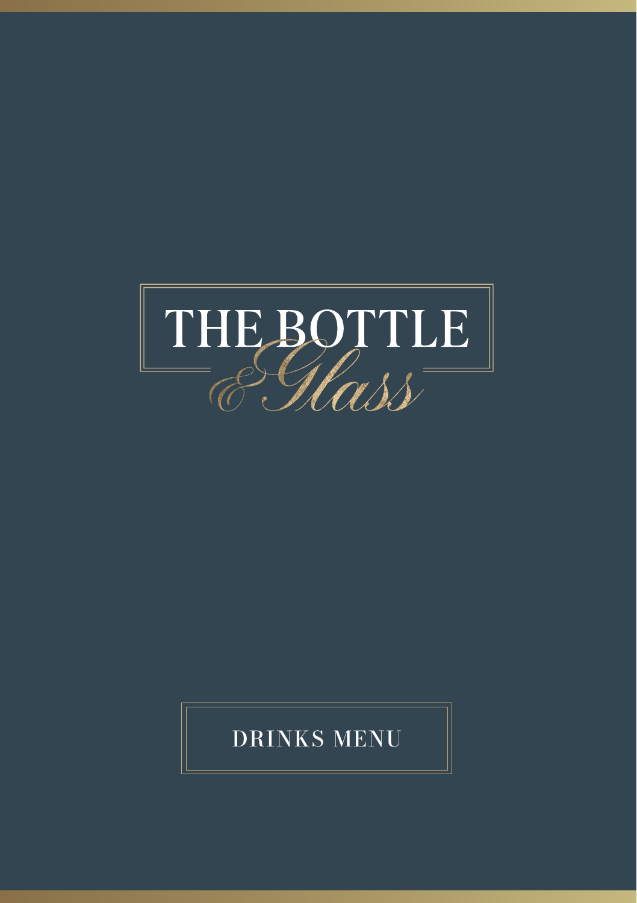# THE BOTTLE & Glass

## DRINKS MENU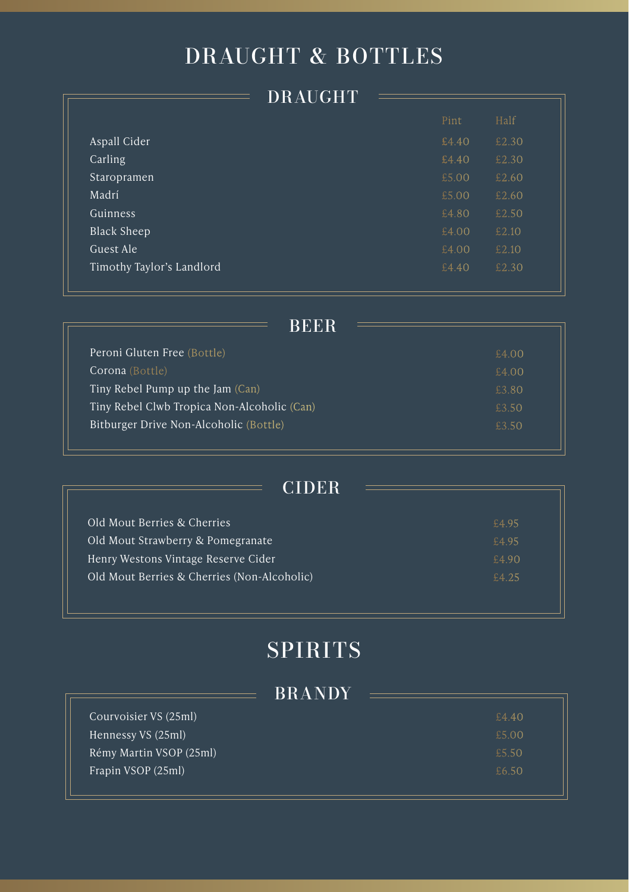# DRAUGHT & BOTTLES

## DRAUGHT

| | Pint | Half |
|---|---|---|
| Aspall Cider | £4.40 | £2.30 |
| Carling | £4.40 | £2.30 |
| Staropramen | £5.00 | £2.60 |
| Madrí | £5.00 | £2.60 |
| Guinness | £4.80 | £2.50 |
| Black Sheep | £4.00 | £2.10 |
| Guest Ale | £4.00 | £2.10 |
| Timothy Taylor's Landlord | £4.40 | £2.30 |

## BEER

| | |
|---|---|
| Peroni Gluten Free (Bottle) | £4.00 |
| Corona (Bottle) | £4.00 |
| Tiny Rebel Pump up the Jam (Can) | £3.80 |
| Tiny Rebel Clwb Tropica Non-Alcoholic (Can) | £3.50 |
| Bitburger Drive Non-Alcoholic (Bottle) | £3.50 |

## CIDER

| | |
|---|---|
| Old Mout Berries & Cherries | £4.95 |
| Old Mout Strawberry & Pomegranate | £4.95 |
| Henry Westons Vintage Reserve Cider | £4.90 |
| Old Mout Berries & Cherries (Non-Alcoholic) | £4.25 |

# SPIRITS

## BRANDY

| | |
|---|---|
| Courvoisier VS (25ml) | £4.40 |
| Hennessy VS (25ml) | £5.00 |
| Rémy Martin VSOP (25ml) | £5.50 |
| Frapin VSOP (25ml) | £6.50 |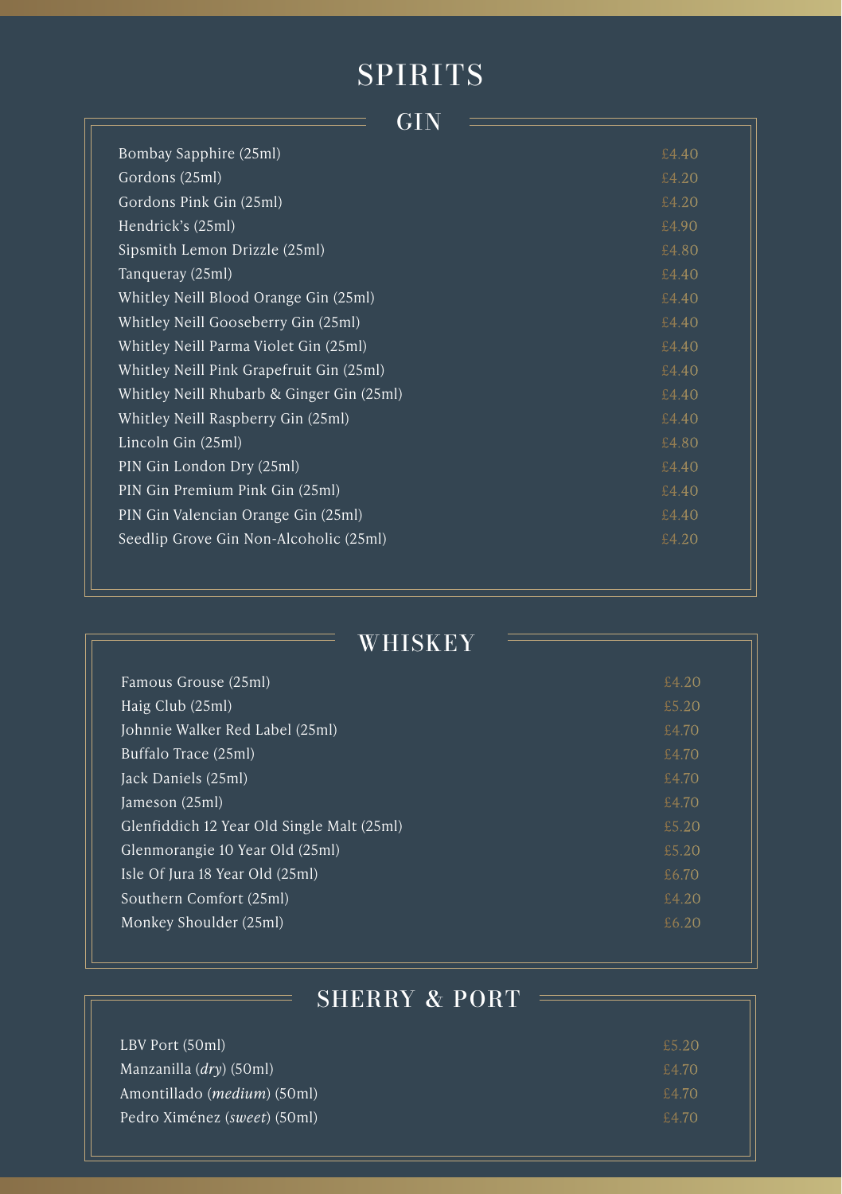# SPIRITS

## GIN

| | |
|---|---|
| Bombay Sapphire (25ml) | £4.40 |
| Gordons (25ml) | £4.20 |
| Gordons Pink Gin (25ml) | £4.20 |
| Hendrick's (25ml) | £4.90 |
| Sipsmith Lemon Drizzle (25ml) | £4.80 |
| Tanqueray (25ml) | £4.40 |
| Whitley Neill Blood Orange Gin (25ml) | £4.40 |
| Whitley Neill Gooseberry Gin (25ml) | £4.40 |
| Whitley Neill Parma Violet Gin (25ml) | £4.40 |
| Whitley Neill Pink Grapefruit Gin (25ml) | £4.40 |
| Whitley Neill Rhubarb & Ginger Gin (25ml) | £4.40 |
| Whitley Neill Raspberry Gin (25ml) | £4.40 |
| Lincoln Gin (25ml) | £4.80 |
| PIN Gin London Dry (25ml) | £4.40 |
| PIN Gin Premium Pink Gin (25ml) | £4.40 |
| PIN Gin Valencian Orange Gin (25ml) | £4.40 |
| Seedlip Grove Gin Non-Alcoholic (25ml) | £4.20 |

## WHISKEY

| | |
|---|---|
| Famous Grouse (25ml) | £4.20 |
| Haig Club (25ml) | £5.20 |
| Johnnie Walker Red Label (25ml) | £4.70 |
| Buffalo Trace (25ml) | £4.70 |
| Jack Daniels (25ml) | £4.70 |
| Jameson (25ml) | £4.70 |
| Glenfiddich 12 Year Old Single Malt (25ml) | £5.20 |
| Glenmorangie 10 Year Old (25ml) | £5.20 |
| Isle Of Jura 18 Year Old (25ml) | £6.70 |
| Southern Comfort (25ml) | £4.20 |
| Monkey Shoulder (25ml) | £6.20 |

## SHERRY & PORT

| | |
|---|---|
| LBV Port (50ml) | £5.20 |
| Manzanilla (*dry*) (50ml) | £4.70 |
| Amontillado (*medium*) (50ml) | £4.70 |
| Pedro Ximénez (*sweet*) (50ml) | £4.70 |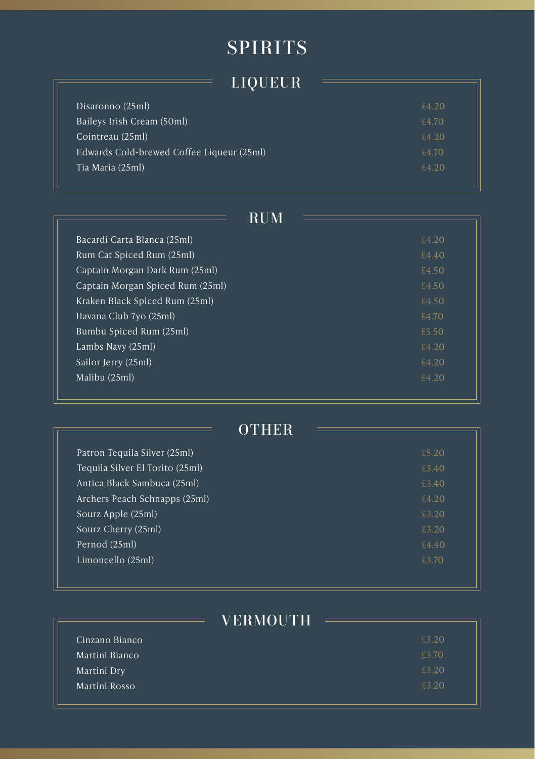# SPIRITS

## LIQUEUR

| | |
|---|---|
| Disaronno (25ml) | £4.20 |
| Baileys Irish Cream (50ml) | £4.70 |
| Cointreau (25ml) | £4.20 |
| Edwards Cold-brewed Coffee Liqueur (25ml) | £4.70 |
| Tia Maria (25ml) | £4.20 |

## RUM

| | |
|---|---|
| Bacardi Carta Blanca (25ml) | £4.20 |
| Rum Cat Spiced Rum (25ml) | £4.40 |
| Captain Morgan Dark Rum (25ml) | £4.50 |
| Captain Morgan Spiced Rum (25ml) | £4.50 |
| Kraken Black Spiced Rum (25ml) | £4.50 |
| Havana Club 7yo (25ml) | £4.70 |
| Bumbu Spiced Rum (25ml) | £5.50 |
| Lambs Navy (25ml) | £4.20 |
| Sailor Jerry (25ml) | £4.20 |
| Malibu (25ml) | £4.20 |

## OTHER

| | |
|---|---|
| Patron Tequila Silver (25ml) | £5.20 |
| Tequila Silver El Torito (25ml) | £3.40 |
| Antica Black Sambuca (25ml) | £3.40 |
| Archers Peach Schnapps (25ml) | £4.20 |
| Sourz Apple (25ml) | £3.20 |
| Sourz Cherry (25ml) | £3.20 |
| Pernod (25ml) | £4.40 |
| Limoncello (25ml) | £3.70 |

## VERMOUTH

| | |
|---|---|
| Cinzano Bianco | £3.20 |
| Martini Bianco | £3.70 |
| Martini Dry | £3.20 |
| Martini Rosso | £3.20 |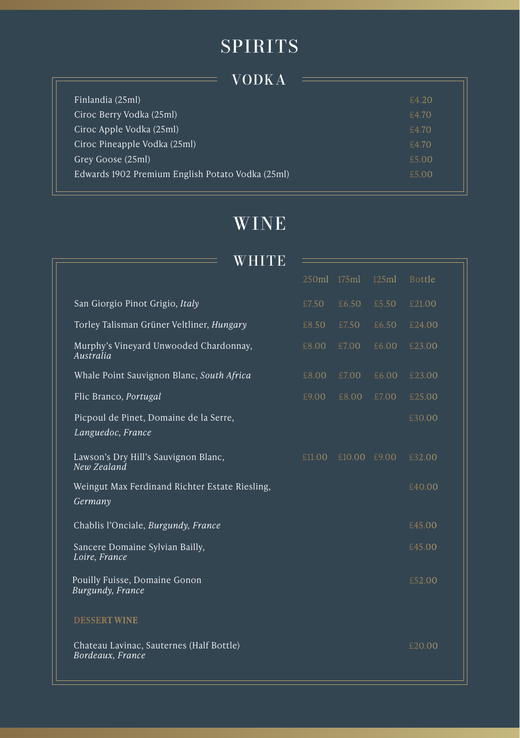# SPIRITS

## VODKA

| | |
|---|---|
| Finlandia (25ml) | £4.20 |
| Ciroc Berry Vodka (25ml) | £4.70 |
| Ciroc Apple Vodka (25ml) | £4.70 |
| Ciroc Pineapple Vodka (25ml) | £4.70 |
| Grey Goose (25ml) | £5.00 |
| Edwards 1902 Premium English Potato Vodka (25ml) | £5.00 |

# WINE

## WHITE

| | 250ml | 175ml | 125ml | Bottle |
|---|---|---|---|---|
| San Giorgio Pinot Grigio, *Italy* | £7.50 | £6.50 | £5.50 | £21.00 |
| Torley Talisman Grüner Veltliner, *Hungary* | £8.50 | £7.50 | £6.50 | £24.00 |
| Murphy's Vineyard Unwooded Chardonnay, *Australia* | £8.00 | £7.00 | £6.00 | £23.00 |
| Whale Point Sauvignon Blanc, *South Africa* | £8.00 | £7.00 | £6.00 | £23.00 |
| Flic Branco, *Portugal* | £9.00 | £8.00 | £7.00 | £25.00 |
| Picpoul de Pinet, Domaine de la Serre, *Languedoc, France* | | | | £30.00 |
| Lawson's Dry Hill's Sauvignon Blanc, *New Zealand* | £11.00 | £10.00 | £9.00 | £32.00 |
| Weingut Max Ferdinand Richter Estate Riesling, *Germany* | | | | £40.00 |
| Chablis l'Onciale, *Burgundy, France* | | | | £45.00 |
| Sancere Domaine Sylvian Bailly, *Loire, France* | | | | £45.00 |
| Pouilly Fuisse, Domaine Gonon *Burgundy, France* | | | | £52.00 |

**DESSERT WINE**

| | |
|---|---|
| Chateau Lavinac, Sauternes (Half Bottle) *Bordeaux, France* | £20.00 |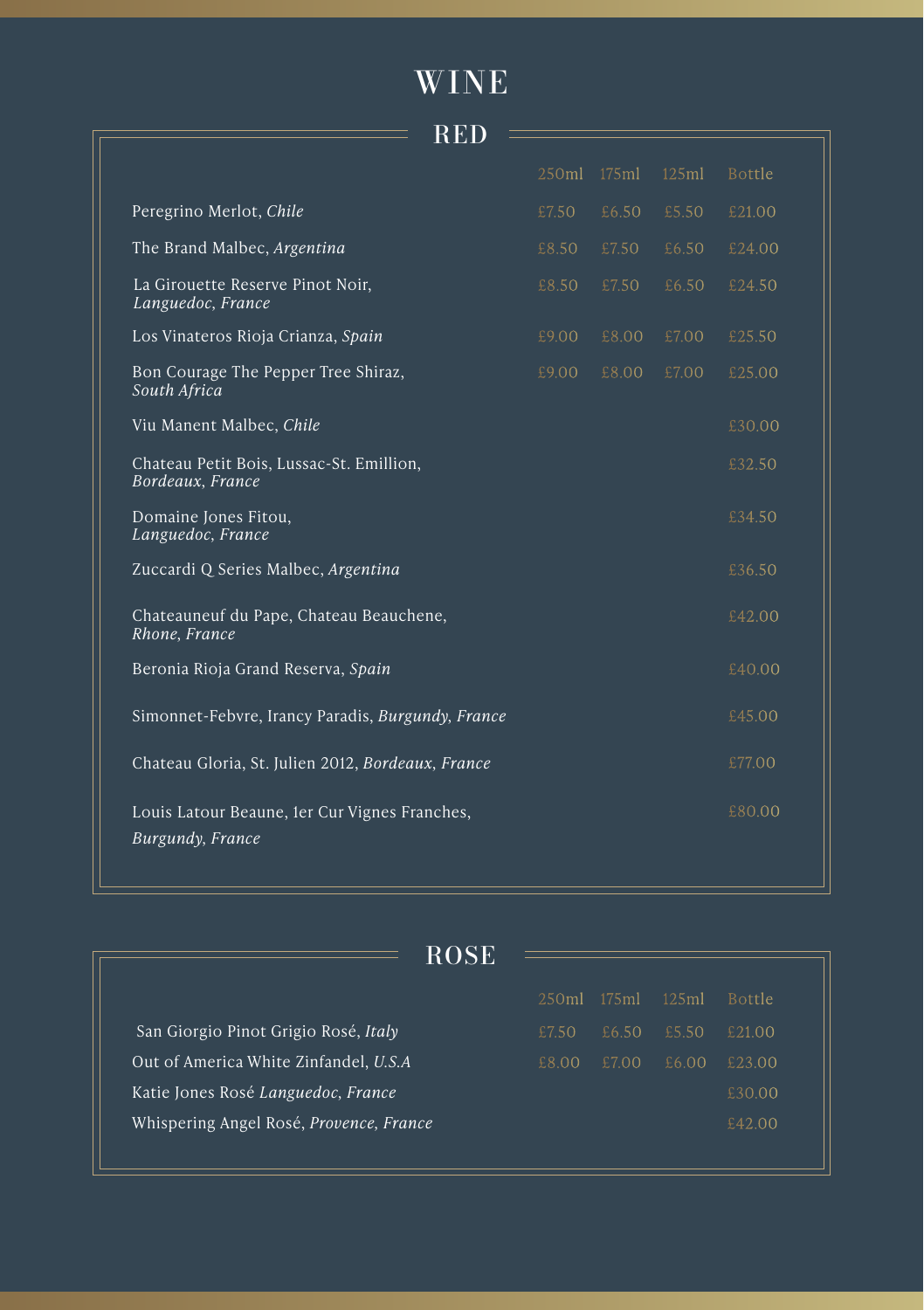# WINE

## RED

| | 250ml | 175ml | 125ml | Bottle |
|---|---|---|---|---|
| Peregrino Merlot, *Chile* | £7.50 | £6.50 | £5.50 | £21.00 |
| The Brand Malbec, *Argentina* | £8.50 | £7.50 | £6.50 | £24.00 |
| La Girouette Reserve Pinot Noir, *Languedoc, France* | £8.50 | £7.50 | £6.50 | £24.50 |
| Los Vinateros Rioja Crianza, *Spain* | £9.00 | £8.00 | £7.00 | £25.50 |
| Bon Courage The Pepper Tree Shiraz, *South Africa* | £9.00 | £8.00 | £7.00 | £25.00 |
| Viu Manent Malbec, *Chile* | | | | £30.00 |
| Chateau Petit Bois, Lussac-St. Emillion, *Bordeaux, France* | | | | £32.50 |
| Domaine Jones Fitou, *Languedoc, France* | | | | £34.50 |
| Zuccardi Q Series Malbec, *Argentina* | | | | £36.50 |
| Chateauneuf du Pape, Chateau Beauchene, *Rhone, France* | | | | £42.00 |
| Beronia Rioja Grand Reserva, *Spain* | | | | £40.00 |
| Simonnet-Febvre, Irancy Paradis, *Burgundy, France* | | | | £45.00 |
| Chateau Gloria, St. Julien 2012, *Bordeaux, France* | | | | £77.00 |
| Louis Latour Beaune, 1er Cur Vignes Franches, *Burgundy, France* | | | | £80.00 |

## ROSE

| | 250ml | 175ml | 125ml | Bottle |
|---|---|---|---|---|
| San Giorgio Pinot Grigio Rosé, *Italy* | £7.50 | £6.50 | £5.50 | £21.00 |
| Out of America White Zinfandel, *U.S.A* | £8.00 | £7.00 | £6.00 | £23.00 |
| Katie Jones Rosé *Languedoc, France* | | | | £30.00 |
| Whispering Angel Rosé, *Provence, France* | | | | £42.00 |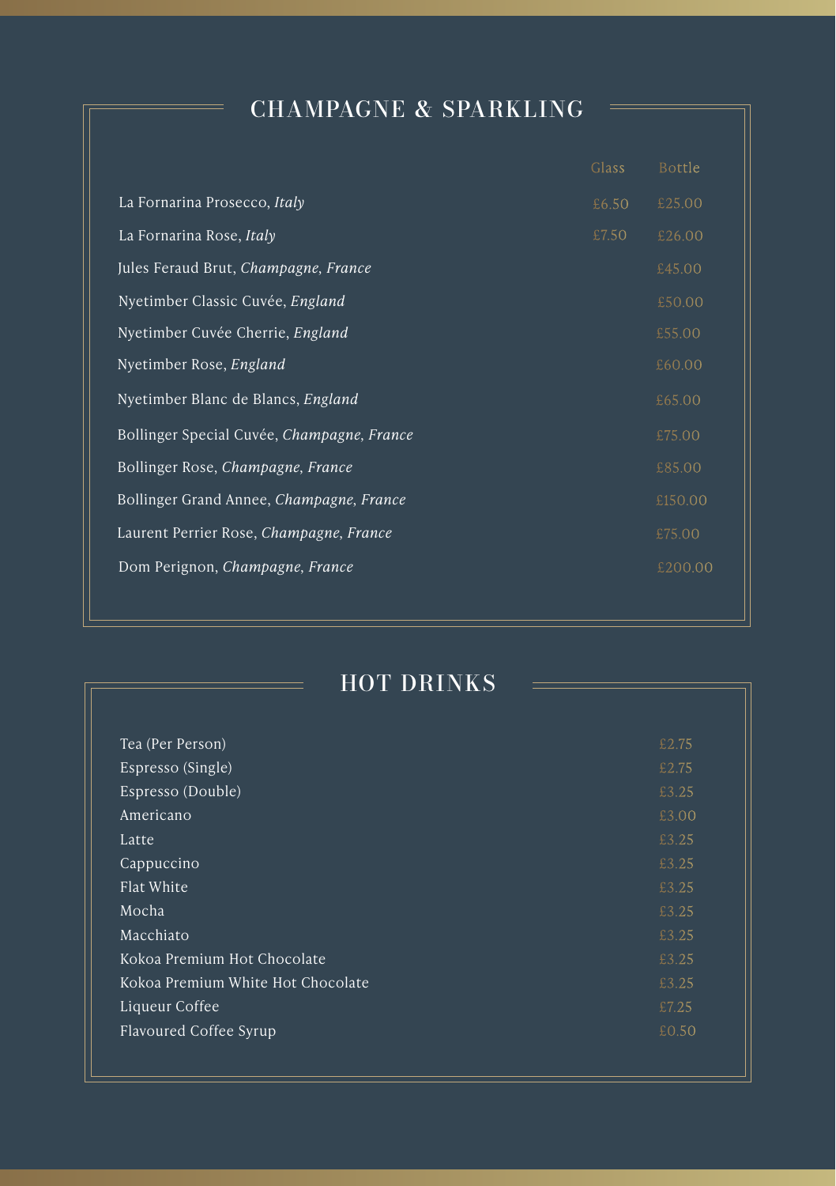## CHAMPAGNE & SPARKLING

| | Glass | Bottle |
|---|---|---|
| La Fornarina Prosecco, *Italy* | £6.50 | £25.00 |
| La Fornarina Rose, *Italy* | £7.50 | £26.00 |
| Jules Feraud Brut, *Champagne, France* | | £45.00 |
| Nyetimber Classic Cuvée, *England* | | £50.00 |
| Nyetimber Cuvée Cherrie, *England* | | £55.00 |
| Nyetimber Rose, *England* | | £60.00 |
| Nyetimber Blanc de Blancs, *England* | | £65.00 |
| Bollinger Special Cuvée, *Champagne, France* | | £75.00 |
| Bollinger Rose, *Champagne, France* | | £85.00 |
| Bollinger Grand Annee, *Champagne, France* | | £150.00 |
| Laurent Perrier Rose, *Champagne, France* | | £75.00 |
| Dom Perignon, *Champagne, France* | | £200.00 |

## HOT DRINKS

| | |
|---|---|
| Tea (Per Person) | £2.75 |
| Espresso (Single) | £2.75 |
| Espresso (Double) | £3.25 |
| Americano | £3.00 |
| Latte | £3.25 |
| Cappuccino | £3.25 |
| Flat White | £3.25 |
| Mocha | £3.25 |
| Macchiato | £3.25 |
| Kokoa Premium Hot Chocolate | £3.25 |
| Kokoa Premium White Hot Chocolate | £3.25 |
| Liqueur Coffee | £7.25 |
| Flavoured Coffee Syrup | £0.50 |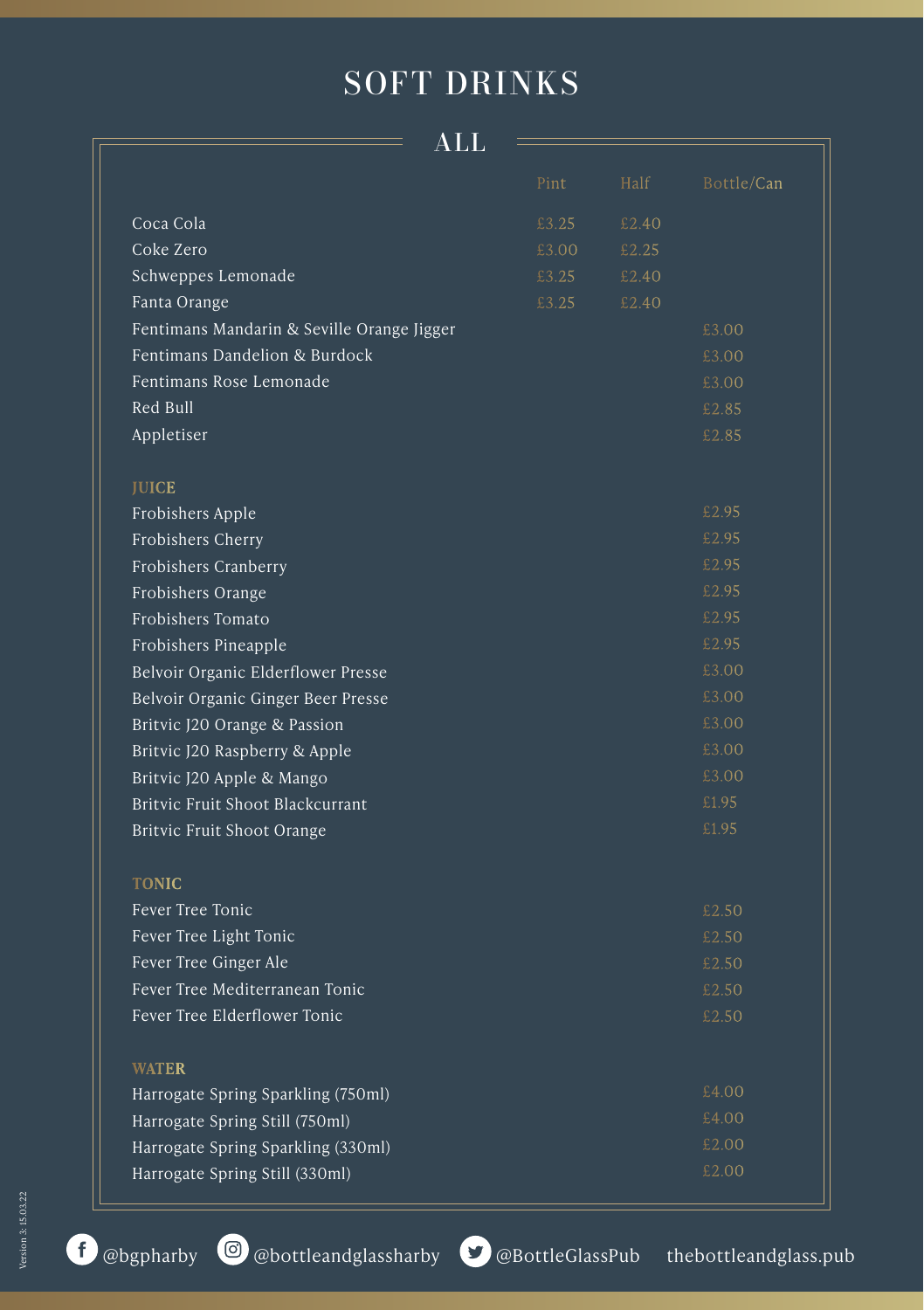# SOFT DRINKS

## ALL

| | Pint | Half | Bottle/Can |
|---|---|---|---|
| Coca Cola | £3.25 | £2.40 | |
| Coke Zero | £3.00 | £2.25 | |
| Schweppes Lemonade | £3.25 | £2.40 | |
| Fanta Orange | £3.25 | £2.40 | |
| Fentimans Mandarin & Seville Orange Jigger | | | £3.00 |
| Fentimans Dandelion & Burdock | | | £3.00 |
| Fentimans Rose Lemonade | | | £3.00 |
| Red Bull | | | £2.85 |
| Appletiser | | | £2.85 |

### JUICE

| | |
|---|---|
| Frobishers Apple | £2.95 |
| Frobishers Cherry | £2.95 |
| Frobishers Cranberry | £2.95 |
| Frobishers Orange | £2.95 |
| Frobishers Tomato | £2.95 |
| Frobishers Pineapple | £2.95 |
| Belvoir Organic Elderflower Presse | £3.00 |
| Belvoir Organic Ginger Beer Presse | £3.00 |
| Britvic J20 Orange & Passion | £3.00 |
| Britvic J20 Raspberry & Apple | £3.00 |
| Britvic J20 Apple & Mango | £3.00 |
| Britvic Fruit Shoot Blackcurrant | £1.95 |
| Britvic Fruit Shoot Orange | £1.95 |

### TONIC

| | |
|---|---|
| Fever Tree Tonic | £2.50 |
| Fever Tree Light Tonic | £2.50 |
| Fever Tree Ginger Ale | £2.50 |
| Fever Tree Mediterranean Tonic | £2.50 |
| Fever Tree Elderflower Tonic | £2.50 |

### WATER

| | |
|---|---|
| Harrogate Spring Sparkling (750ml) | £4.00 |
| Harrogate Spring Still (750ml) | £4.00 |
| Harrogate Spring Sparkling (330ml) | £2.00 |
| Harrogate Spring Still (330ml) | £2.00 |

Version 3: 15.03.22

@bgpharby @bottleandglassharby @BottleGlassPub thebottleandglass.pub